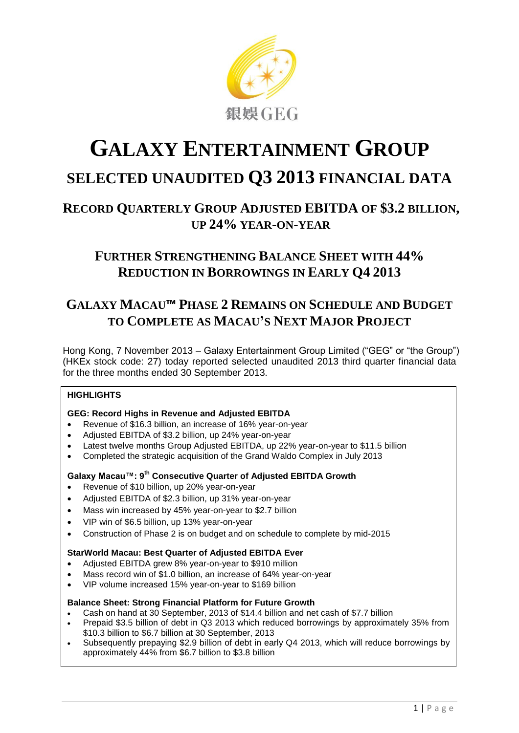銀娛GEG

# GALAXY ENTERTAINMENT GROUP

## SELECTED UNAUDITED Q3 2013 FINANCIAL DATA

### RECORD QUARTERLY GROUP ADJUSTED EBITDA OF $3.2 BILLION, UP 24% YEAR-ON-YEAR

### FURTHER STRENGTHENING BALANCE SHEET WITH 44% REDUCTION IN BORROWINGS IN EARLY Q4 2013

### GALAXY MACAU™ PHASE 2 REMAINS ON SCHEDULE AND BUDGET TO COMPLETE AS MACAU'S NEXT MAJOR PROJECT

Hong Kong, 7 November 2013 – Galaxy Entertainment Group Limited ("GEG" or "the Group") (HKEx stock code: 27) today reported selected unaudited 2013 third quarter financial data for the three months ended 30 September 2013.

**HIGHLIGHTS**

**GEG: Record Highs in Revenue and Adjusted EBITDA**

- Revenue of $16.3 billion, an increase of 16% year-on-year
- Adjusted EBITDA of $3.2 billion, up 24% year-on-year
- Latest twelve months Group Adjusted EBITDA, up 22% year-on-year to $11.5 billion
- Completed the strategic acquisition of the Grand Waldo Complex in July 2013

**Galaxy Macau™: 9th Consecutive Quarter of Adjusted EBITDA Growth**

- Revenue of $10 billion, up 20% year-on-year
- Adjusted EBITDA of $2.3 billion, up 31% year-on-year
- Mass win increased by 45% year-on-year to $2.7 billion
- VIP win of $6.5 billion, up 13% year-on-year
- Construction of Phase 2 is on budget and on schedule to complete by mid-2015

**StarWorld Macau: Best Quarter of Adjusted EBITDA Ever**

- Adjusted EBITDA grew 8% year-on-year to $910 million
- Mass record win of $1.0 billion, an increase of 64% year-on-year
- VIP volume increased 15% year-on-year to $169 billion

**Balance Sheet: Strong Financial Platform for Future Growth**

- Cash on hand at 30 September, 2013 of $14.4 billion and net cash of $7.7 billion
- Prepaid $3.5 billion of debt in Q3 2013 which reduced borrowings by approximately 35% from $10.3 billion to $6.7 billion at 30 September, 2013
- Subsequently prepaying $2.9 billion of debt in early Q4 2013, which will reduce borrowings by approximately 44% from $6.7 billion to $3.8 billion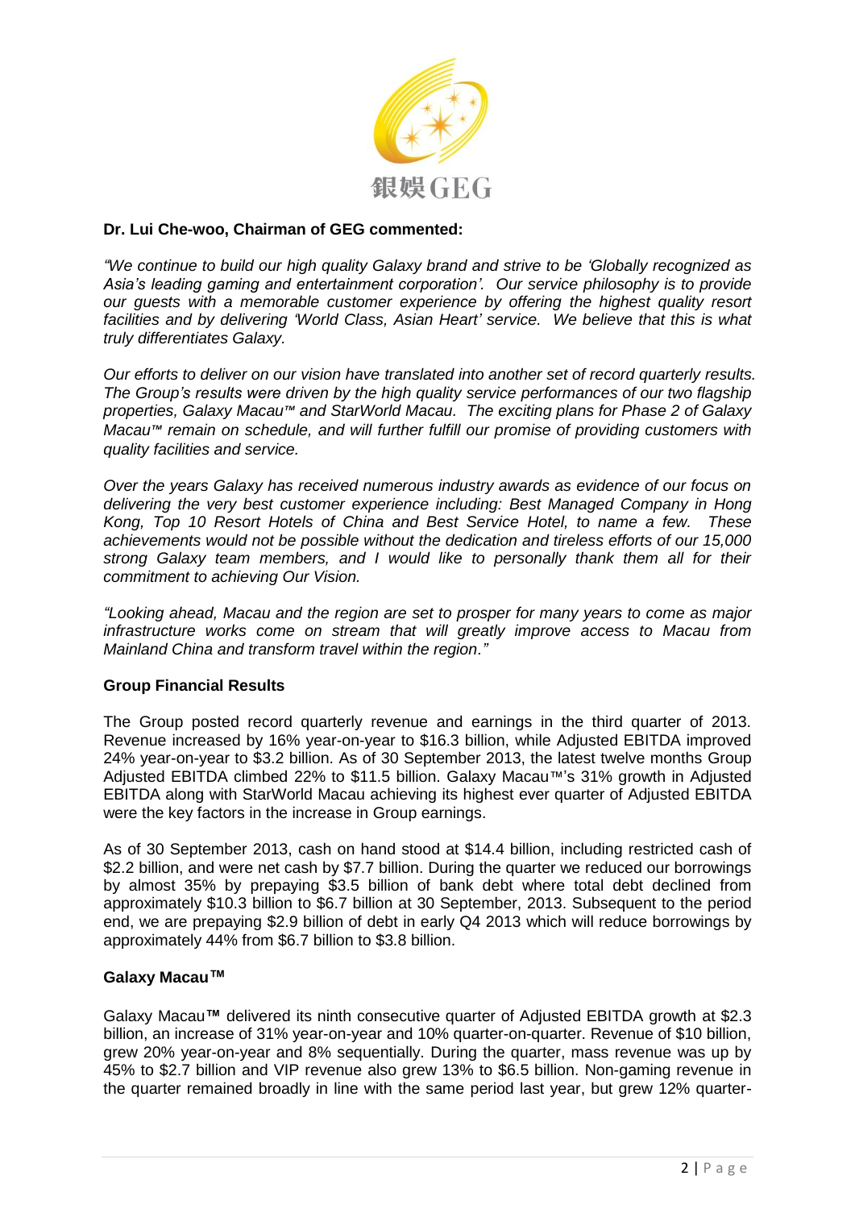**Dr. Lui Che-woo, Chairman of GEG commented:**

*"We continue to build our high quality Galaxy brand and strive to be 'Globally recognized as Asia's leading gaming and entertainment corporation'. Our service philosophy is to provide our guests with a memorable customer experience by offering the highest quality resort facilities and by delivering 'World Class, Asian Heart' service. We believe that this is what truly differentiates Galaxy.*

*Our efforts to deliver on our vision have translated into another set of record quarterly results. The Group's results were driven by the high quality service performances of our two flagship properties, Galaxy Macau™ and StarWorld Macau. The exciting plans for Phase 2 of Galaxy Macau™ remain on schedule, and will further fulfill our promise of providing customers with quality facilities and service.*

*Over the years Galaxy has received numerous industry awards as evidence of our focus on delivering the very best customer experience including: Best Managed Company in Hong Kong, Top 10 Resort Hotels of China and Best Service Hotel, to name a few. These achievements would not be possible without the dedication and tireless efforts of our 15,000 strong Galaxy team members, and I would like to personally thank them all for their commitment to achieving Our Vision.*

*"Looking ahead, Macau and the region are set to prosper for many years to come as major infrastructure works come on stream that will greatly improve access to Macau from Mainland China and transform travel within the region."*

**Group Financial Results**

The Group posted record quarterly revenue and earnings in the third quarter of 2013. Revenue increased by 16% year-on-year to $16.3 billion, while Adjusted EBITDA improved 24% year-on-year to $3.2 billion. As of 30 September 2013, the latest twelve months Group Adjusted EBITDA climbed 22% to $11.5 billion. Galaxy Macau™'s 31% growth in Adjusted EBITDA along with StarWorld Macau achieving its highest ever quarter of Adjusted EBITDA were the key factors in the increase in Group earnings.

As of 30 September 2013, cash on hand stood at $14.4 billion, including restricted cash of $2.2 billion, and were net cash by $7.7 billion. During the quarter we reduced our borrowings by almost 35% by prepaying $3.5 billion of bank debt where total debt declined from approximately $10.3 billion to $6.7 billion at 30 September, 2013. Subsequent to the period end, we are prepaying $2.9 billion of debt in early Q4 2013 which will reduce borrowings by approximately 44% from $6.7 billion to $3.8 billion.

**Galaxy Macau™**

Galaxy Macau**™** delivered its ninth consecutive quarter of Adjusted EBITDA growth at $2.3 billion, an increase of 31% year-on-year and 10% quarter-on-quarter. Revenue of $10 billion, grew 20% year-on-year and 8% sequentially. During the quarter, mass revenue was up by 45% to $2.7 billion and VIP revenue also grew 13% to $6.5 billion. Non-gaming revenue in the quarter remained broadly in line with the same period last year, but grew 12% quarter-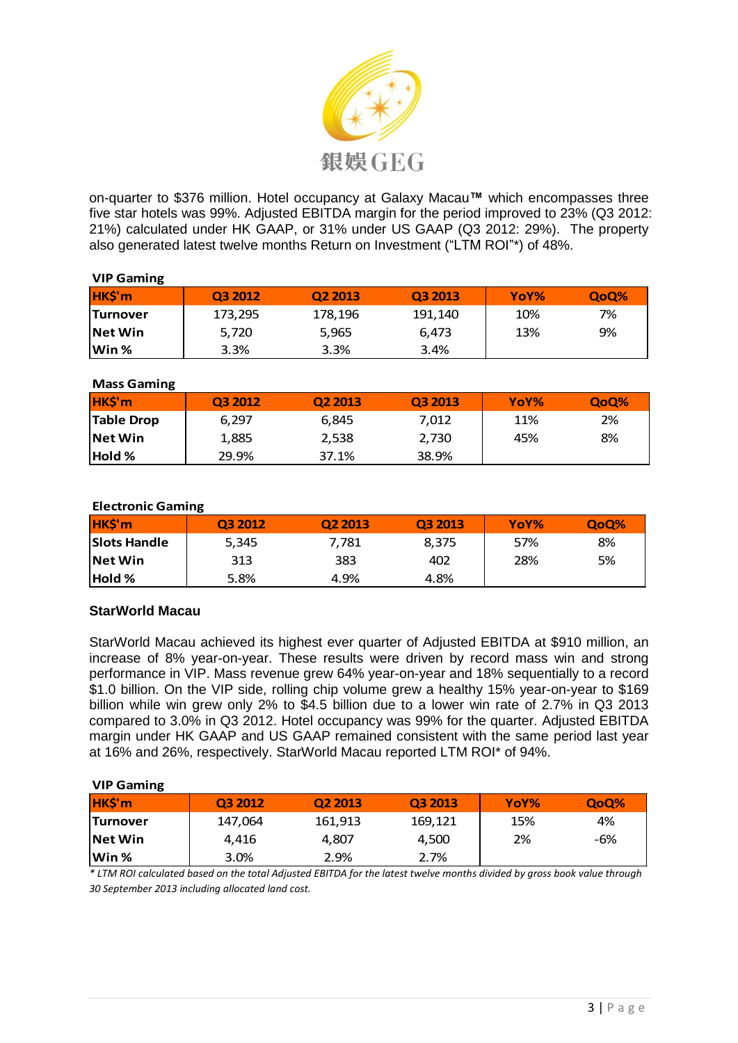on-quarter to $376 million. Hotel occupancy at Galaxy Macau™ which encompasses three five star hotels was 99%. Adjusted EBITDA margin for the period improved to 23% (Q3 2012: 21%) calculated under HK GAAP, or 31% under US GAAP (Q3 2012: 29%). The property also generated latest twelve months Return on Investment ("LTM ROI"*) of 48%.

**VIP Gaming**

| HK$'m | Q3 2012 | Q2 2013 | Q3 2013 | YoY% | QoQ% |
|---|---|---|---|---|---|
| Turnover | 173,295 | 178,196 | 191,140 | 10% | 7% |
| Net Win | 5,720 | 5,965 | 6,473 | 13% | 9% |
| Win % | 3.3% | 3.3% | 3.4% | | |

**Mass Gaming**

| HK$'m | Q3 2012 | Q2 2013 | Q3 2013 | YoY% | QoQ% |
|---|---|---|---|---|---|
| Table Drop | 6,297 | 6,845 | 7,012 | 11% | 2% |
| Net Win | 1,885 | 2,538 | 2,730 | 45% | 8% |
| Hold % | 29.9% | 37.1% | 38.9% | | |

**Electronic Gaming**

| HK$'m | Q3 2012 | Q2 2013 | Q3 2013 | YoY% | QoQ% |
|---|---|---|---|---|---|
| Slots Handle | 5,345 | 7,781 | 8,375 | 57% | 8% |
| Net Win | 313 | 383 | 402 | 28% | 5% |
| Hold % | 5.8% | 4.9% | 4.8% | | |

### StarWorld Macau

StarWorld Macau achieved its highest ever quarter of Adjusted EBITDA at $910 million, an increase of 8% year-on-year. These results were driven by record mass win and strong performance in VIP. Mass revenue grew 64% year-on-year and 18% sequentially to a record $1.0 billion. On the VIP side, rolling chip volume grew a healthy 15% year-on-year to $169 billion while win grew only 2% to $4.5 billion due to a lower win rate of 2.7% in Q3 2013 compared to 3.0% in Q3 2012. Hotel occupancy was 99% for the quarter. Adjusted EBITDA margin under HK GAAP and US GAAP remained consistent with the same period last year at 16% and 26%, respectively. StarWorld Macau reported LTM ROI* of 94%.

**VIP Gaming**

| HK$'m | Q3 2012 | Q2 2013 | Q3 2013 | YoY% | QoQ% |
|---|---|---|---|---|---|
| Turnover | 147,064 | 161,913 | 169,121 | 15% | 4% |
| Net Win | 4,416 | 4,807 | 4,500 | 2% | -6% |
| Win % | 3.0% | 2.9% | 2.7% | | |

*\* LTM ROI calculated based on the total Adjusted EBITDA for the latest twelve months divided by gross book value through 30 September 2013 including allocated land cost.*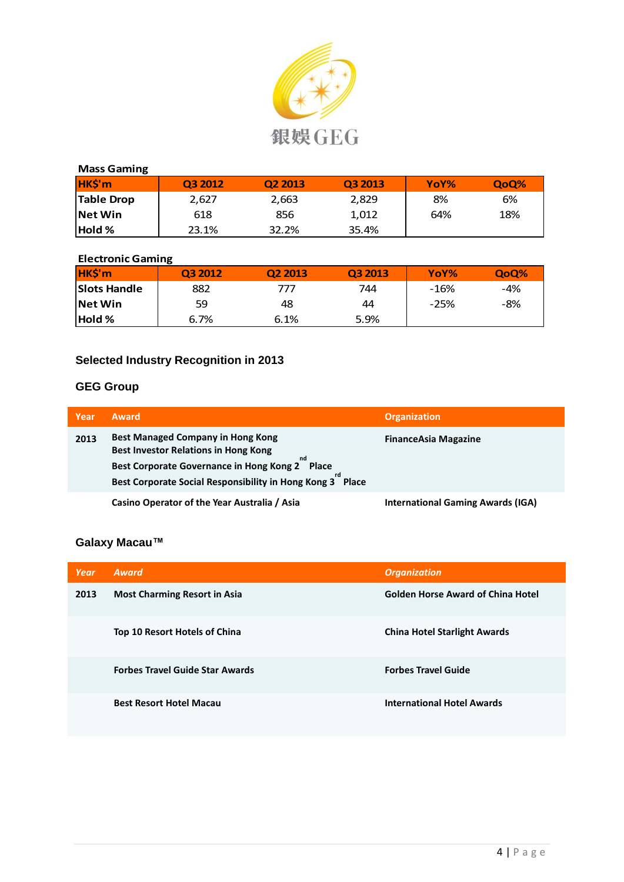銀娛 GEG

**Mass Gaming**

| HK$'m | Q3 2012 | Q2 2013 | Q3 2013 | YoY% | QoQ% |
|---|---|---|---|---|---|
| Table Drop | 2,627 | 2,663 | 2,829 | 8% | 6% |
| Net Win | 618 | 856 | 1,012 | 64% | 18% |
| Hold % | 23.1% | 32.2% | 35.4% | | |

**Electronic Gaming**

| HK$'m | Q3 2012 | Q2 2013 | Q3 2013 | YoY% | QoQ% |
|---|---|---|---|---|---|
| Slots Handle | 882 | 777 | 744 | -16% | -4% |
| Net Win | 59 | 48 | 44 | -25% | -8% |
| Hold % | 6.7% | 6.1% | 5.9% | | |

## Selected Industry Recognition in 2013

### GEG Group

| Year | Award | Organization |
|---|---|---|
| 2013 | Best Managed Company in Hong Kong<br>Best Investor Relations in Hong Kong<br>Best Corporate Governance in Hong Kong 2nd Place<br>Best Corporate Social Responsibility in Hong Kong 3rd Place | FinanceAsia Magazine |
| | Casino Operator of the Year Australia / Asia | International Gaming Awards (IGA) |

### Galaxy Macau™

| *Year* | *Award* | *Organization* |
|---|---|---|
| 2013 | Most Charming Resort in Asia | Golden Horse Award of China Hotel |
| | Top 10 Resort Hotels of China | China Hotel Starlight Awards |
| | Forbes Travel Guide Star Awards | Forbes Travel Guide |
| | Best Resort Hotel Macau | International Hotel Awards |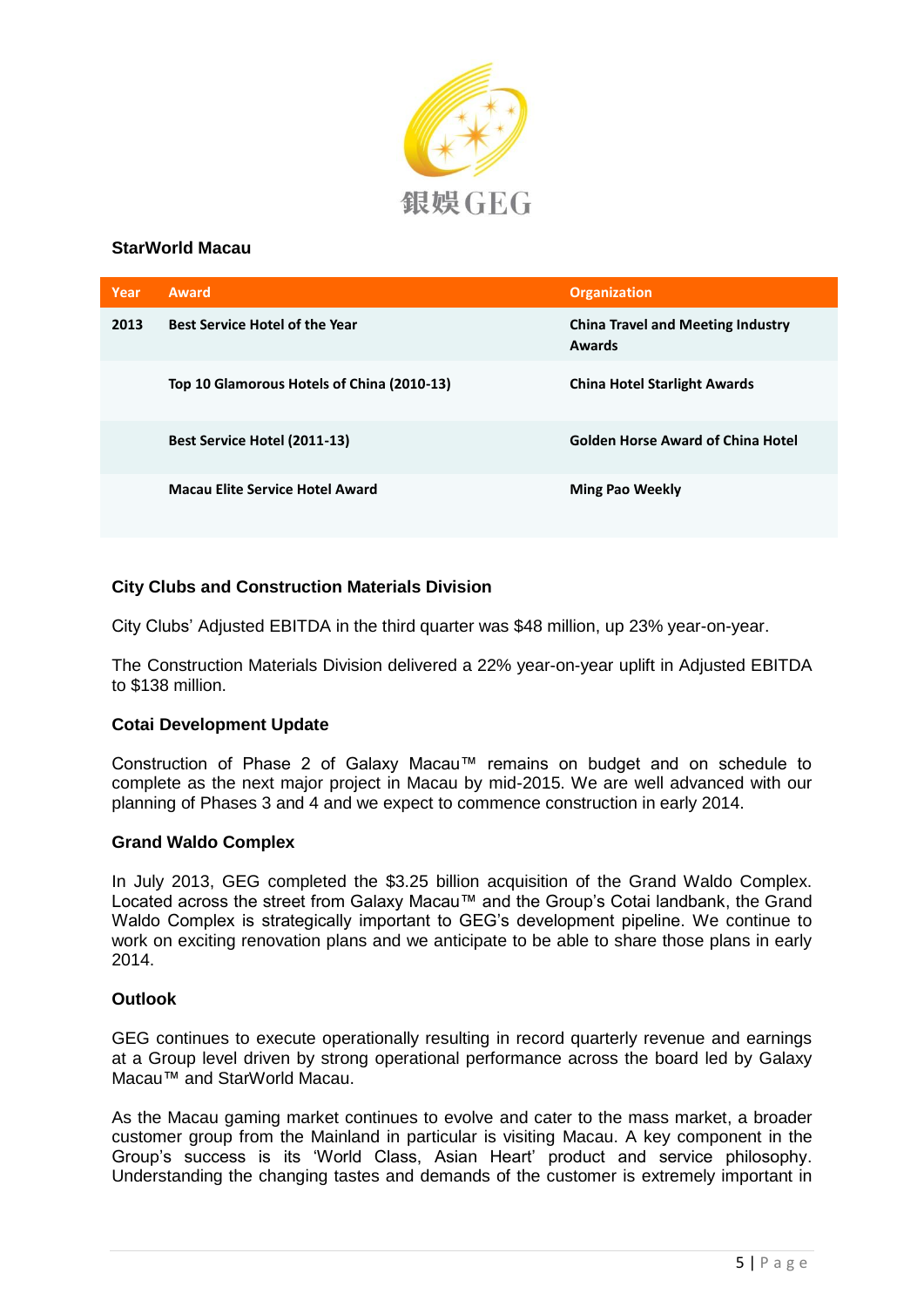### StarWorld Macau

| Year | Award | Organization |
| --- | --- | --- |
| 2013 | Best Service Hotel of the Year | China Travel and Meeting Industry Awards |
| | Top 10 Glamorous Hotels of China (2010-13) | China Hotel Starlight Awards |
| | Best Service Hotel (2011-13) | Golden Horse Award of China Hotel |
| | Macau Elite Service Hotel Award | Ming Pao Weekly |

### City Clubs and Construction Materials Division

City Clubs' Adjusted EBITDA in the third quarter was $48 million, up 23% year-on-year.

The Construction Materials Division delivered a 22% year-on-year uplift in Adjusted EBITDA to $138 million.

### Cotai Development Update

Construction of Phase 2 of Galaxy Macau™ remains on budget and on schedule to complete as the next major project in Macau by mid-2015. We are well advanced with our planning of Phases 3 and 4 and we expect to commence construction in early 2014.

### Grand Waldo Complex

In July 2013, GEG completed the $3.25 billion acquisition of the Grand Waldo Complex. Located across the street from Galaxy Macau™ and the Group's Cotai landbank, the Grand Waldo Complex is strategically important to GEG's development pipeline. We continue to work on exciting renovation plans and we anticipate to be able to share those plans in early 2014.

### Outlook

GEG continues to execute operationally resulting in record quarterly revenue and earnings at a Group level driven by strong operational performance across the board led by Galaxy Macau™ and StarWorld Macau.

As the Macau gaming market continues to evolve and cater to the mass market, a broader customer group from the Mainland in particular is visiting Macau. A key component in the Group's success is its 'World Class, Asian Heart' product and service philosophy. Understanding the changing tastes and demands of the customer is extremely important in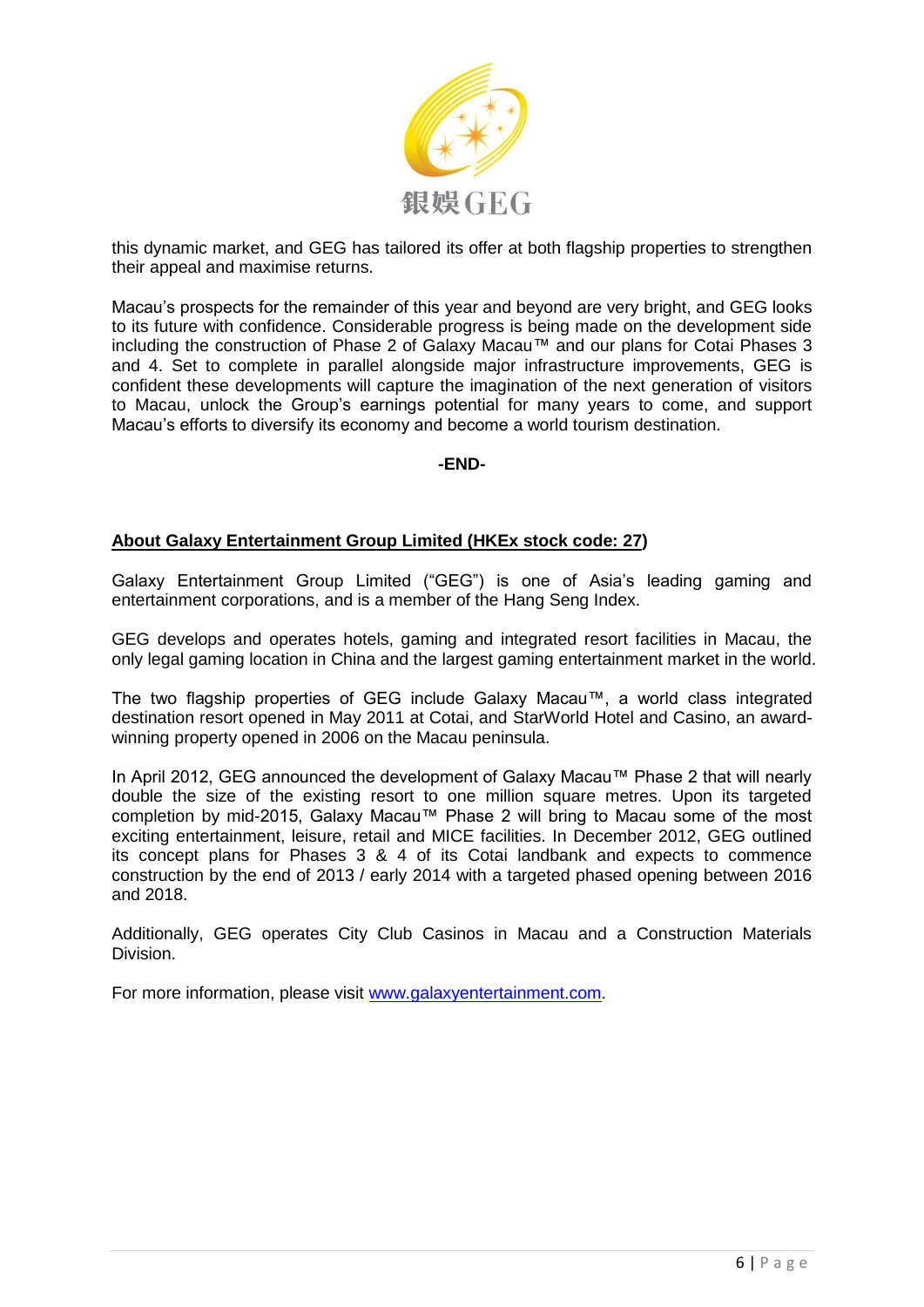this dynamic market, and GEG has tailored its offer at both flagship properties to strengthen their appeal and maximise returns.

Macau's prospects for the remainder of this year and beyond are very bright, and GEG looks to its future with confidence. Considerable progress is being made on the development side including the construction of Phase 2 of Galaxy Macau™ and our plans for Cotai Phases 3 and 4. Set to complete in parallel alongside major infrastructure improvements, GEG is confident these developments will capture the imagination of the next generation of visitors to Macau, unlock the Group's earnings potential for many years to come, and support Macau's efforts to diversify its economy and become a world tourism destination.

**-END-**

## About Galaxy Entertainment Group Limited (HKEx stock code: 27)

Galaxy Entertainment Group Limited ("GEG") is one of Asia's leading gaming and entertainment corporations, and is a member of the Hang Seng Index.

GEG develops and operates hotels, gaming and integrated resort facilities in Macau, the only legal gaming location in China and the largest gaming entertainment market in the world.

The two flagship properties of GEG include Galaxy Macau™, a world class integrated destination resort opened in May 2011 at Cotai, and StarWorld Hotel and Casino, an award-winning property opened in 2006 on the Macau peninsula.

In April 2012, GEG announced the development of Galaxy Macau™ Phase 2 that will nearly double the size of the existing resort to one million square metres. Upon its targeted completion by mid-2015, Galaxy Macau™ Phase 2 will bring to Macau some of the most exciting entertainment, leisure, retail and MICE facilities. In December 2012, GEG outlined its concept plans for Phases 3 & 4 of its Cotai landbank and expects to commence construction by the end of 2013 / early 2014 with a targeted phased opening between 2016 and 2018.

Additionally, GEG operates City Club Casinos in Macau and a Construction Materials Division.

For more information, please visit www.galaxyentertainment.com.